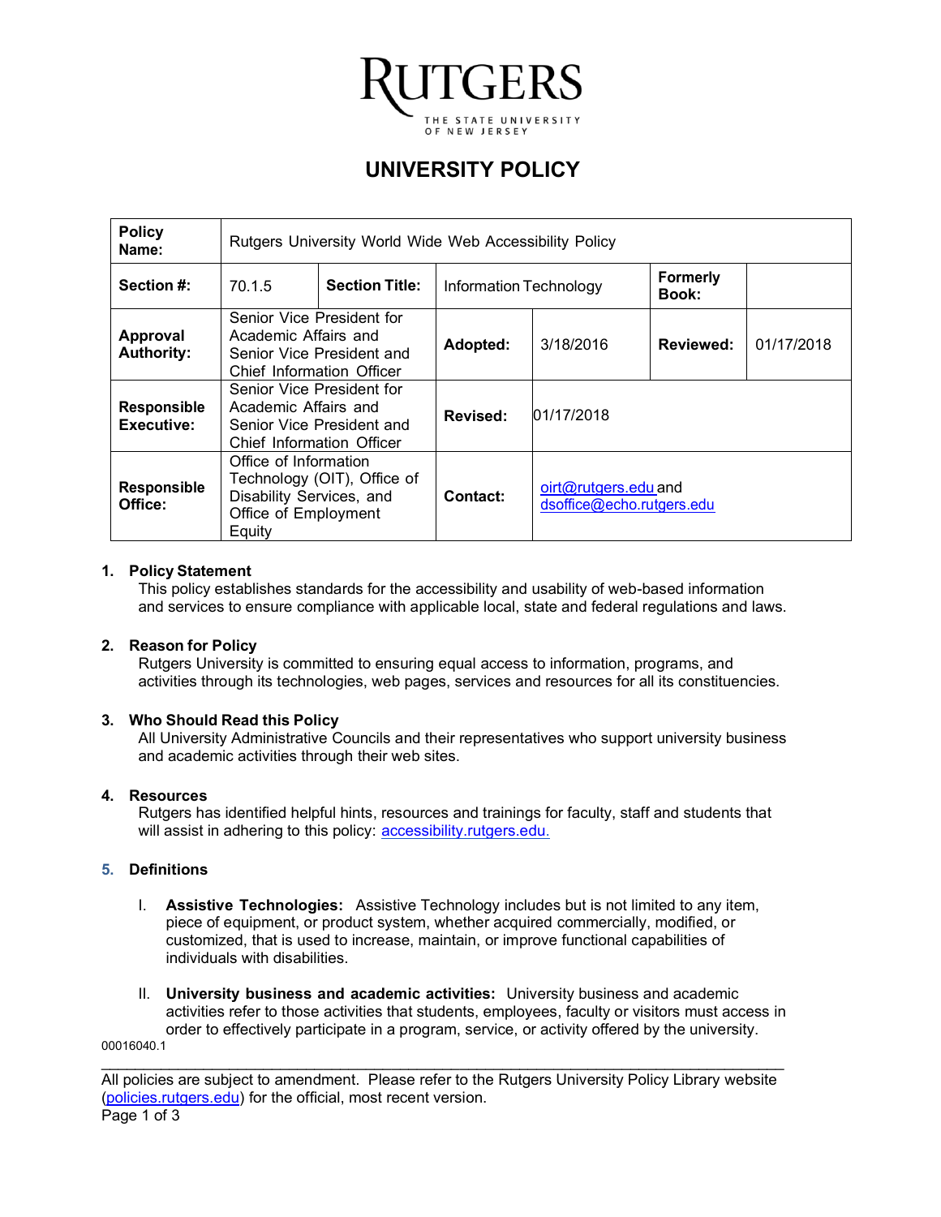# RUTGERS

THE STATE UNIVERSITY OF NEW JERSEY

## UNIVERSITY POLICY

| **Policy Name:** | Rutgers University World Wide Web Accessibility Policy | | | | | |
|---|---|---|---|---|---|---|
| **Section #:** | 70.1.5 | **Section Title:** | Information Technology | | **Formerly Book:** | |
| **Approval Authority:** | Senior Vice President for Academic Affairs and Senior Vice President and Chief Information Officer | | **Adopted:** | 3/18/2016 | **Reviewed:** | 01/17/2018 |
| **Responsible Executive:** | Senior Vice President for Academic Affairs and Senior Vice President and Chief Information Officer | | **Revised:** | 01/17/2018 | | |
| **Responsible Office:** | Office of Information Technology (OIT), Office of Disability Services, and Office of Employment Equity | | **Contact:** | oirt@rutgers.edu and dsoffice@echo.rutgers.edu | | |

1. **Policy Statement**
   This policy establishes standards for the accessibility and usability of web-based information and services to ensure compliance with applicable local, state and federal regulations and laws.

2. **Reason for Policy**
   Rutgers University is committed to ensuring equal access to information, programs, and activities through its technologies, web pages, services and resources for all its constituencies.

3. **Who Should Read this Policy**
   All University Administrative Councils and their representatives who support university business and academic activities through their web sites.

4. **Resources**
   Rutgers has identified helpful hints, resources and trainings for faculty, staff and students that will assist in adhering to this policy: accessibility.rutgers.edu.

5. **Definitions**

   I. **Assistive Technologies:** Assistive Technology includes but is not limited to any item, piece of equipment, or product system, whether acquired commercially, modified, or customized, that is used to increase, maintain, or improve functional capabilities of individuals with disabilities.

   II. **University business and academic activities:** University business and academic activities refer to those activities that students, employees, faculty or visitors must access in order to effectively participate in a program, service, or activity offered by the university.

00016040.1

All policies are subject to amendment. Please refer to the Rutgers University Policy Library website (policies.rutgers.edu) for the official, most recent version.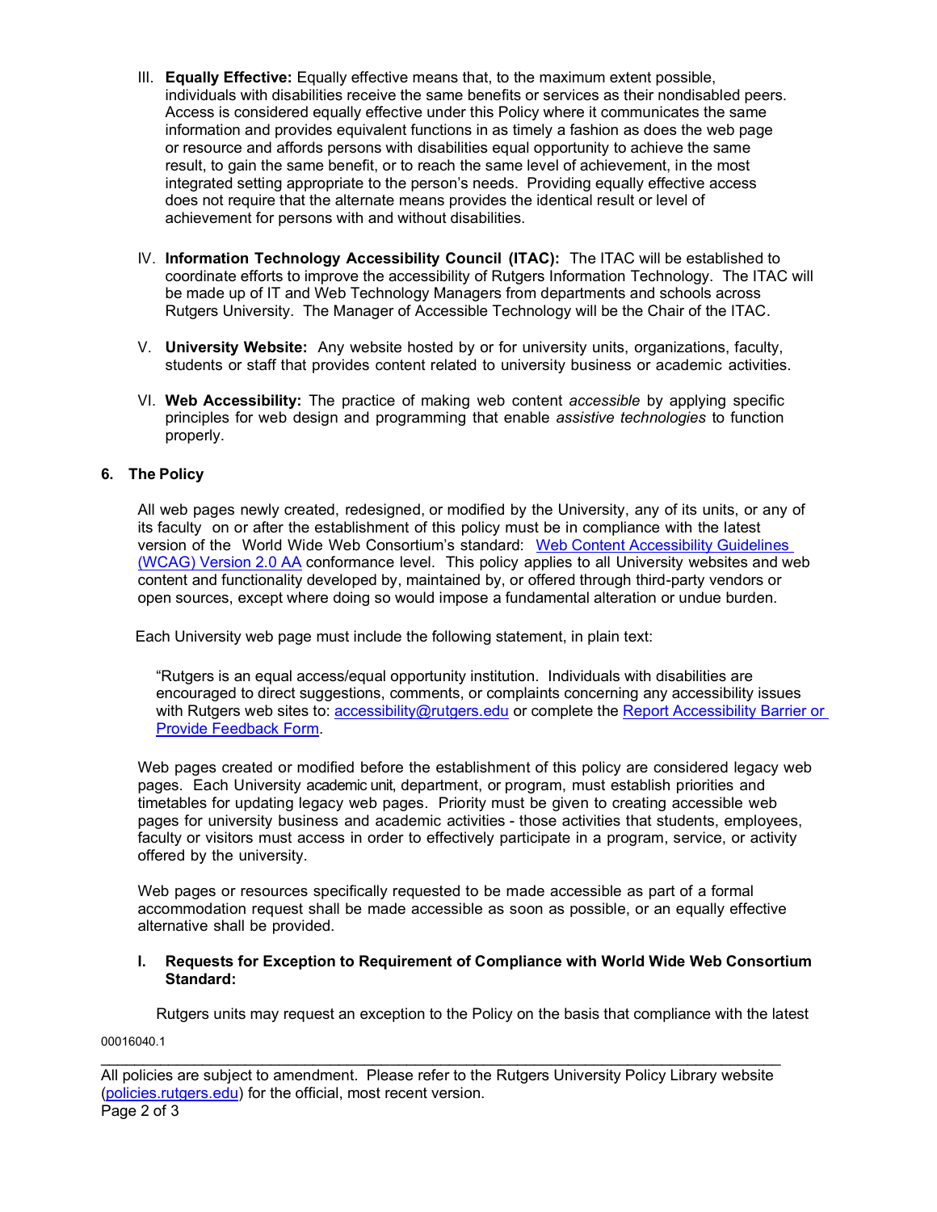III. **Equally Effective:** Equally effective means that, to the maximum extent possible, individuals with disabilities receive the same benefits or services as their nondisabled peers. Access is considered equally effective under this Policy where it communicates the same information and provides equivalent functions in as timely a fashion as does the web page or resource and affords persons with disabilities equal opportunity to achieve the same result, to gain the same benefit, or to reach the same level of achievement, in the most integrated setting appropriate to the person's needs. Providing equally effective access does not require that the alternate means provides the identical result or level of achievement for persons with and without disabilities.

IV. **Information Technology Accessibility Council (ITAC):** The ITAC will be established to coordinate efforts to improve the accessibility of Rutgers Information Technology. The ITAC will be made up of IT and Web Technology Managers from departments and schools across Rutgers University. The Manager of Accessible Technology will be the Chair of the ITAC.

V. **University Website:** Any website hosted by or for university units, organizations, faculty, students or staff that provides content related to university business or academic activities.

VI. **Web Accessibility:** The practice of making web content *accessible* by applying specific principles for web design and programming that enable *assistive technologies* to function properly.

## 6. The Policy

All web pages newly created, redesigned, or modified by the University, any of its units, or any of its faculty on or after the establishment of this policy must be in compliance with the latest version of the World Wide Web Consortium's standard: [Web Content Accessibility Guidelines (WCAG) Version 2.0 AA](#) conformance level. This policy applies to all University websites and web content and functionality developed by, maintained by, or offered through third-party vendors or open sources, except where doing so would impose a fundamental alteration or undue burden.

Each University web page must include the following statement, in plain text:

> "Rutgers is an equal access/equal opportunity institution. Individuals with disabilities are encouraged to direct suggestions, comments, or complaints concerning any accessibility issues with Rutgers web sites to: [accessibility@rutgers.edu](mailto:accessibility@rutgers.edu) or complete the [Report Accessibility Barrier or Provide Feedback Form](#).

Web pages created or modified before the establishment of this policy are considered legacy web pages. Each University academic unit, department, or program, must establish priorities and timetables for updating legacy web pages. Priority must be given to creating accessible web pages for university business and academic activities - those activities that students, employees, faculty or visitors must access in order to effectively participate in a program, service, or activity offered by the university.

Web pages or resources specifically requested to be made accessible as part of a formal accommodation request shall be made accessible as soon as possible, or an equally effective alternative shall be provided.

### I. Requests for Exception to Requirement of Compliance with World Wide Web Consortium Standard:

Rutgers units may request an exception to the Policy on the basis that compliance with the latest

00016040.1

All policies are subject to amendment. Please refer to the Rutgers University Policy Library website ([policies.rutgers.edu](#)) for the official, most recent version.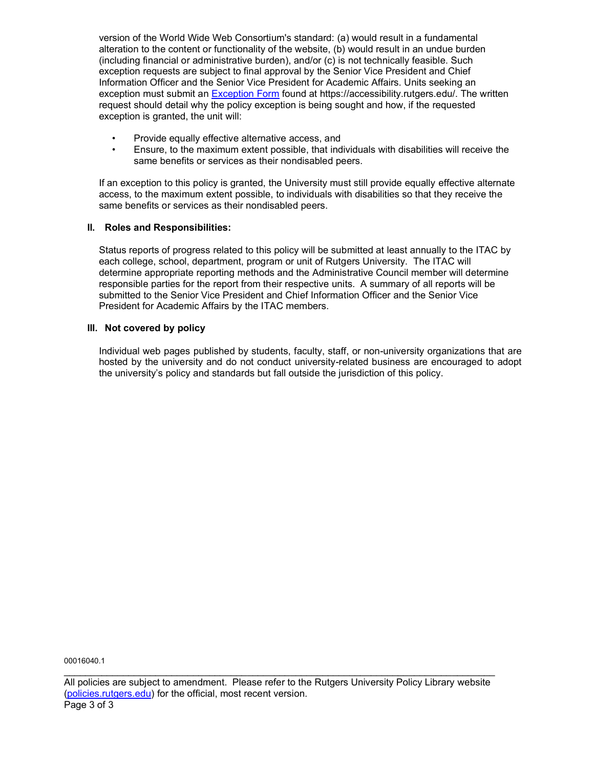version of the World Wide Web Consortium's standard: (a) would result in a fundamental alteration to the content or functionality of the website, (b) would result in an undue burden (including financial or administrative burden), and/or (c) is not technically feasible. Such exception requests are subject to final approval by the Senior Vice President and Chief Information Officer and the Senior Vice President for Academic Affairs. Units seeking an exception must submit an Exception Form found at https://accessibility.rutgers.edu/. The written request should detail why the policy exception is being sought and how, if the requested exception is granted, the unit will:

- Provide equally effective alternative access, and
- Ensure, to the maximum extent possible, that individuals with disabilities will receive the same benefits or services as their nondisabled peers.

If an exception to this policy is granted, the University must still provide equally effective alternate access, to the maximum extent possible, to individuals with disabilities so that they receive the same benefits or services as their nondisabled peers.

## II. Roles and Responsibilities:

Status reports of progress related to this policy will be submitted at least annually to the ITAC by each college, school, department, program or unit of Rutgers University. The ITAC will determine appropriate reporting methods and the Administrative Council member will determine responsible parties for the report from their respective units. A summary of all reports will be submitted to the Senior Vice President and Chief Information Officer and the Senior Vice President for Academic Affairs by the ITAC members.

## III. Not covered by policy

Individual web pages published by students, faculty, staff, or non-university organizations that are hosted by the university and do not conduct university-related business are encouraged to adopt the university's policy and standards but fall outside the jurisdiction of this policy.

00016040.1

All policies are subject to amendment. Please refer to the Rutgers University Policy Library website (policies.rutgers.edu) for the official, most recent version.